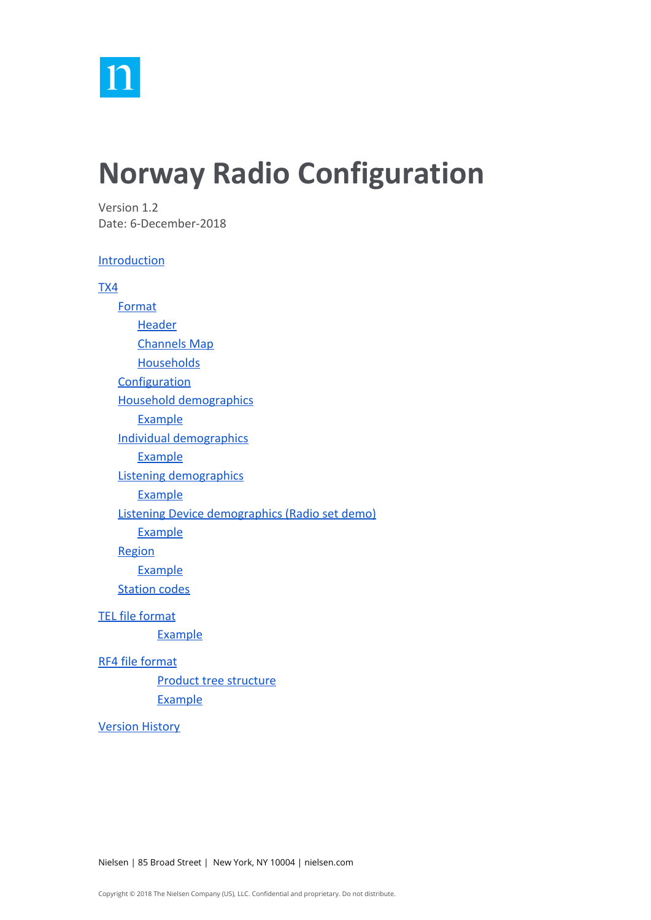# Norway Radio Configuration

Version 1.2
Date: 6-December-2018

- Introduction
- TX4
  - Format
    - Header
    - Channels Map
    - Households
  - Configuration
  - Household demographics
    - Example
  - Individual demographics
    - Example
  - Listening demographics
    - Example
  - Listening Device demographics (Radio set demo)
    - Example
  - Region
    - Example
  - Station codes
- TEL file format
  - Example
- RF4 file format
  - Product tree structure
  - Example
- Version History

Nielsen | 85 Broad Street | New York, NY 10004 | nielsen.com

Copyright © 2018 The Nielsen Company (US), LLC. Confidential and proprietary. Do not distribute.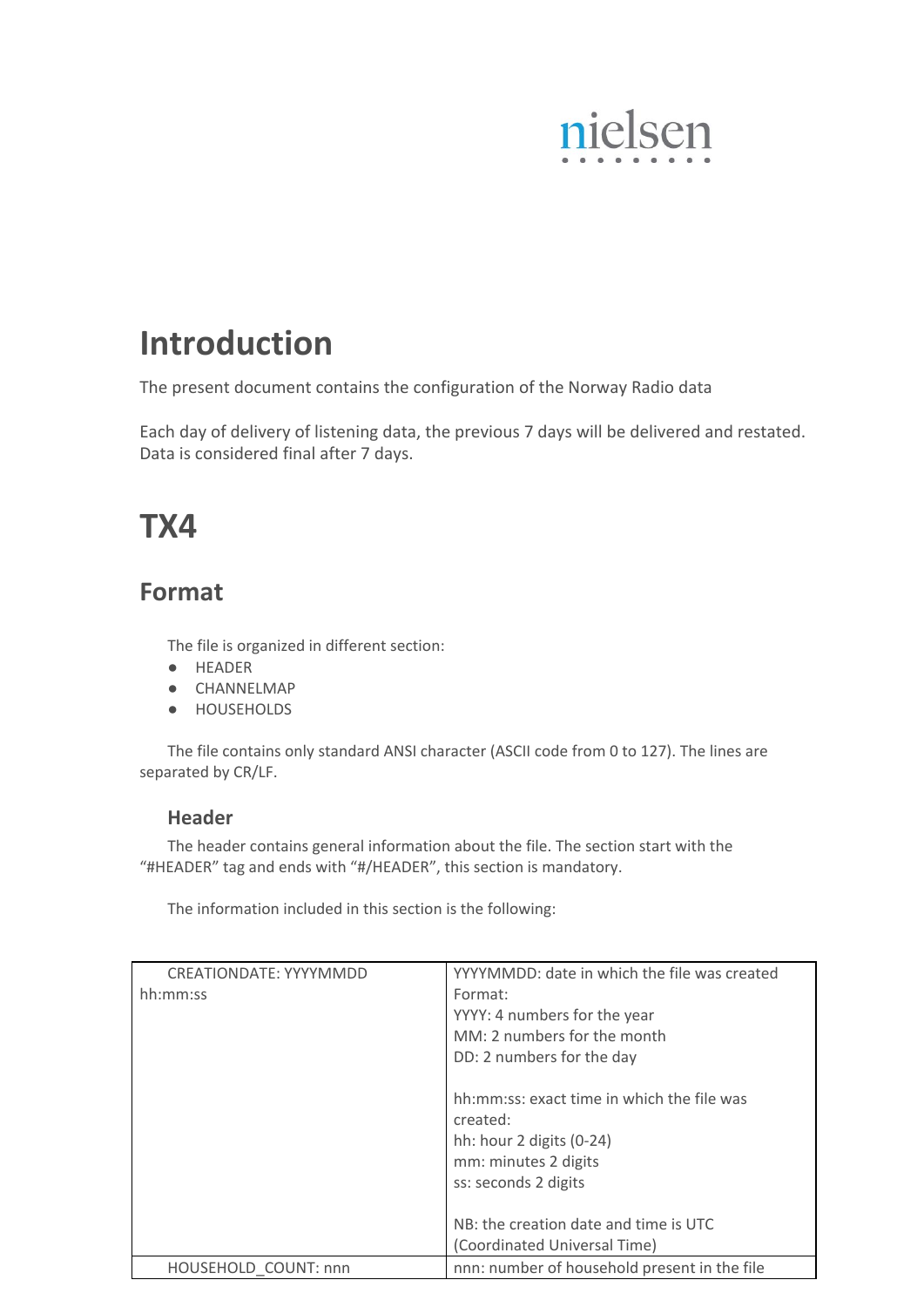# Introduction

The present document contains the configuration of the Norway Radio data

Each day of delivery of listening data, the previous 7 days will be delivered and restated. Data is considered final after 7 days.

# TX4

## Format

The file is organized in different section:

- HEADER
- CHANNELMAP
- HOUSEHOLDS

The file contains only standard ANSI character (ASCII code from 0 to 127). The lines are separated by CR/LF.

### Header

The header contains general information about the file. The section start with the "#HEADER" tag and ends with "#/HEADER", this section is mandatory.

The information included in this section is the following:

| | |
|---|---|
| CREATIONDATE: YYYYMMDD hh:mm:ss | YYYYMMDD: date in which the file was created<br>Format:<br>YYYY: 4 numbers for the year<br>MM: 2 numbers for the month<br>DD: 2 numbers for the day<br><br>hh:mm:ss: exact time in which the file was created:<br>hh: hour 2 digits (0-24)<br>mm: minutes 2 digits<br>ss: seconds 2 digits<br><br>NB: the creation date and time is UTC (Coordinated Universal Time) |
| HOUSEHOLD_COUNT: nnn | nnn: number of household present in the file |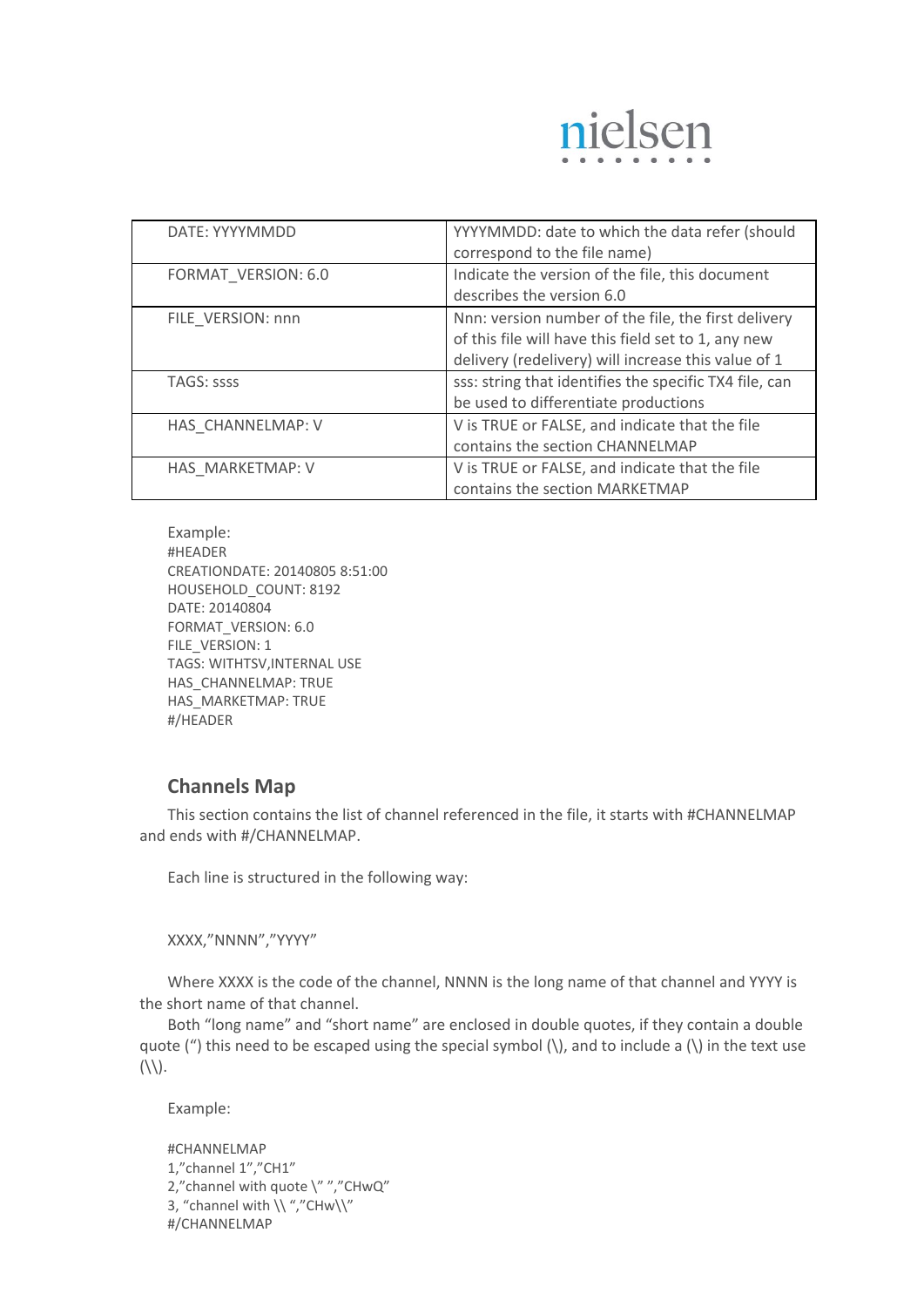| DATE: YYYYMMDD | YYYYMMDD: date to which the data refer (should correspond to the file name) |
|---|---|
| FORMAT_VERSION: 6.0 | Indicate the version of the file, this document describes the version 6.0 |
| FILE_VERSION: nnn | Nnn: version number of the file, the first delivery of this file will have this field set to 1, any new delivery (redelivery) will increase this value of 1 |
| TAGS: ssss | sss: string that identifies the specific TX4 file, can be used to differentiate productions |
| HAS_CHANNELMAP: V | V is TRUE or FALSE, and indicate that the file contains the section CHANNELMAP |
| HAS_MARKETMAP: V | V is TRUE or FALSE, and indicate that the file contains the section MARKETMAP |

Example:

```
#HEADER
CREATIONDATE: 20140805 8:51:00
HOUSEHOLD_COUNT: 8192
DATE: 20140804
FORMAT_VERSION: 6.0
FILE_VERSION: 1
TAGS: WITHTSV,INTERNAL USE
HAS_CHANNELMAP: TRUE
HAS_MARKETMAP: TRUE
#/HEADER
```

## Channels Map

This section contains the list of channel referenced in the file, it starts with #CHANNELMAP and ends with #/CHANNELMAP.

Each line is structured in the following way:

XXXX,"NNNN","YYYY"

Where XXXX is the code of the channel, NNNN is the long name of that channel and YYYY is the short name of that channel.

Both "long name" and "short name" are enclosed in double quotes, if they contain a double quote (") this need to be escaped using the special symbol (\), and to include a (\) in the text use (\\).

Example:

```
#CHANNELMAP
1,"channel 1","CH1"
2,"channel with quote \" ","CHwQ"
3, "channel with \\ ","CHw\\"
#/CHANNELMAP
```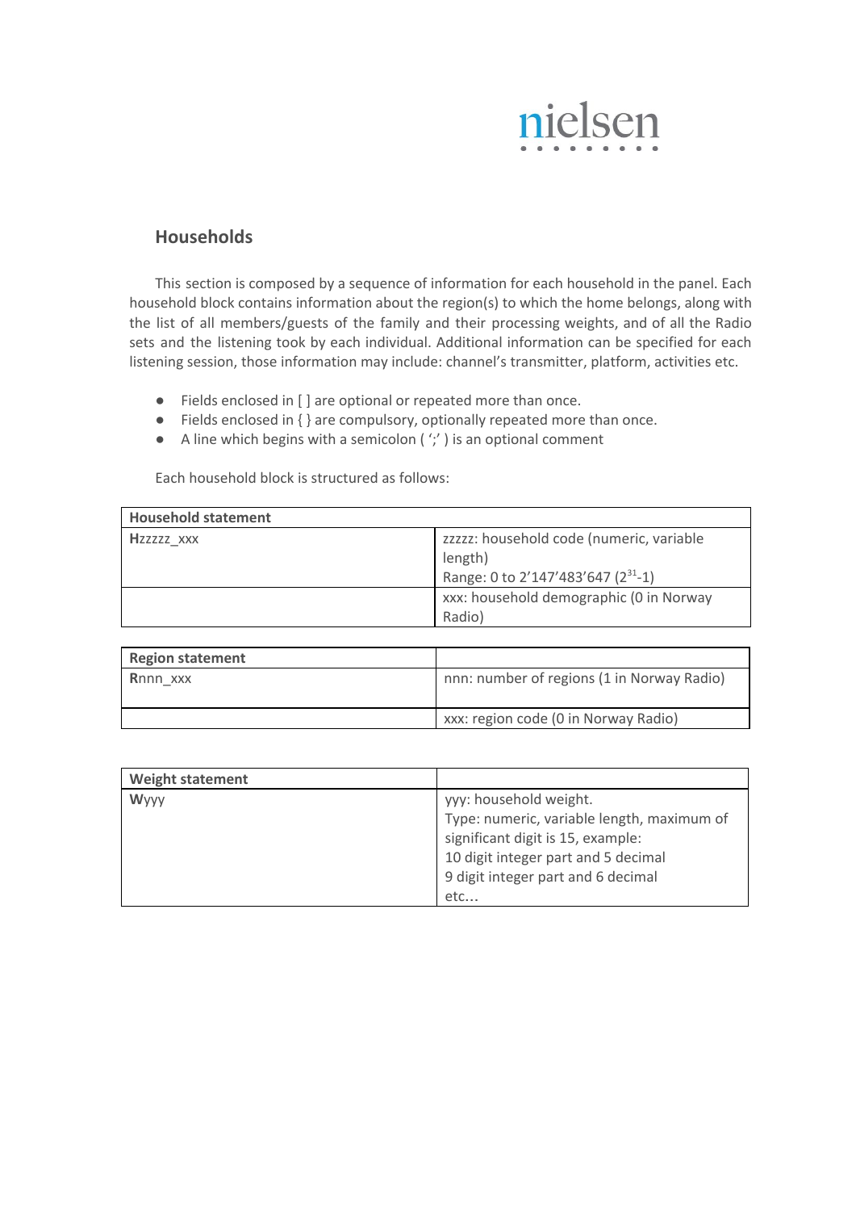## Households

This section is composed by a sequence of information for each household in the panel. Each household block contains information about the region(s) to which the home belongs, along with the list of all members/guests of the family and their processing weights, and of all the Radio sets and the listening took by each individual. Additional information can be specified for each listening session, those information may include: channel's transmitter, platform, activities etc.

- Fields enclosed in [ ] are optional or repeated more than once.
- Fields enclosed in { } are compulsory, optionally repeated more than once.
- A line which begins with a semicolon ( ';' ) is an optional comment

Each household block is structured as follows:

| Household statement | |
|---|---|
| **H**zzzzz_xxx | zzzzz: household code (numeric, variable length)<br>Range: 0 to 2'147'483'647 ($2^{31}$-1) |
| | xxx: household demographic (0 in Norway Radio) |

| Region statement | |
|---|---|
| **R**nnn_xxx | nnn: number of regions (1 in Norway Radio) |
| | xxx: region code (0 in Norway Radio) |

| Weight statement | |
|---|---|
| **W**yyy | yyy: household weight.<br>Type: numeric, variable length, maximum of significant digit is 15, example:<br>10 digit integer part and 5 decimal<br>9 digit integer part and 6 decimal<br>etc… |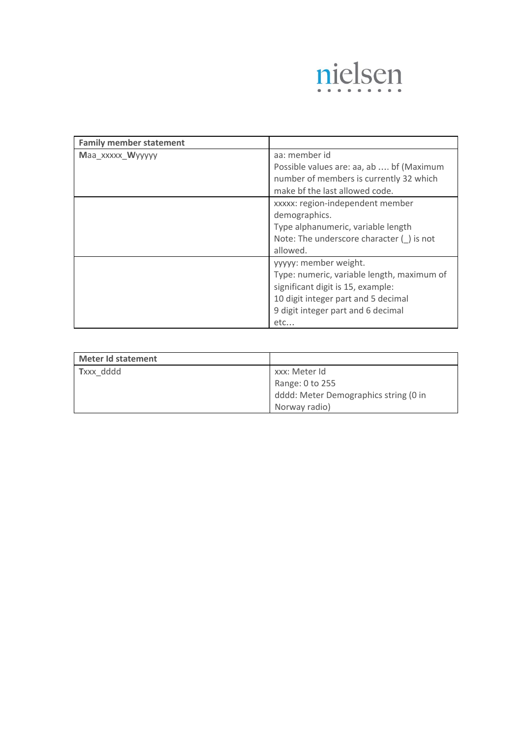| **Family member statement** | |
|---|---|
| **M**aa_xxxxx_**W**yyyyy | aa: member id<br>Possible values are: aa, ab …. bf (Maximum number of members is currently 32 which make bf the last allowed code. |
| | xxxxx: region-independent member demographics.<br>Type alphanumeric, variable length<br>Note: The underscore character (_) is not allowed. |
| | yyyyy: member weight.<br>Type: numeric, variable length, maximum of significant digit is 15, example:<br>10 digit integer part and 5 decimal<br>9 digit integer part and 6 decimal<br>etc… |

| **Meter Id statement** | |
|---|---|
| **T**xxx_dddd | xxx: Meter Id<br>Range: 0 to 255<br>dddd: Meter Demographics string (0 in Norway radio) |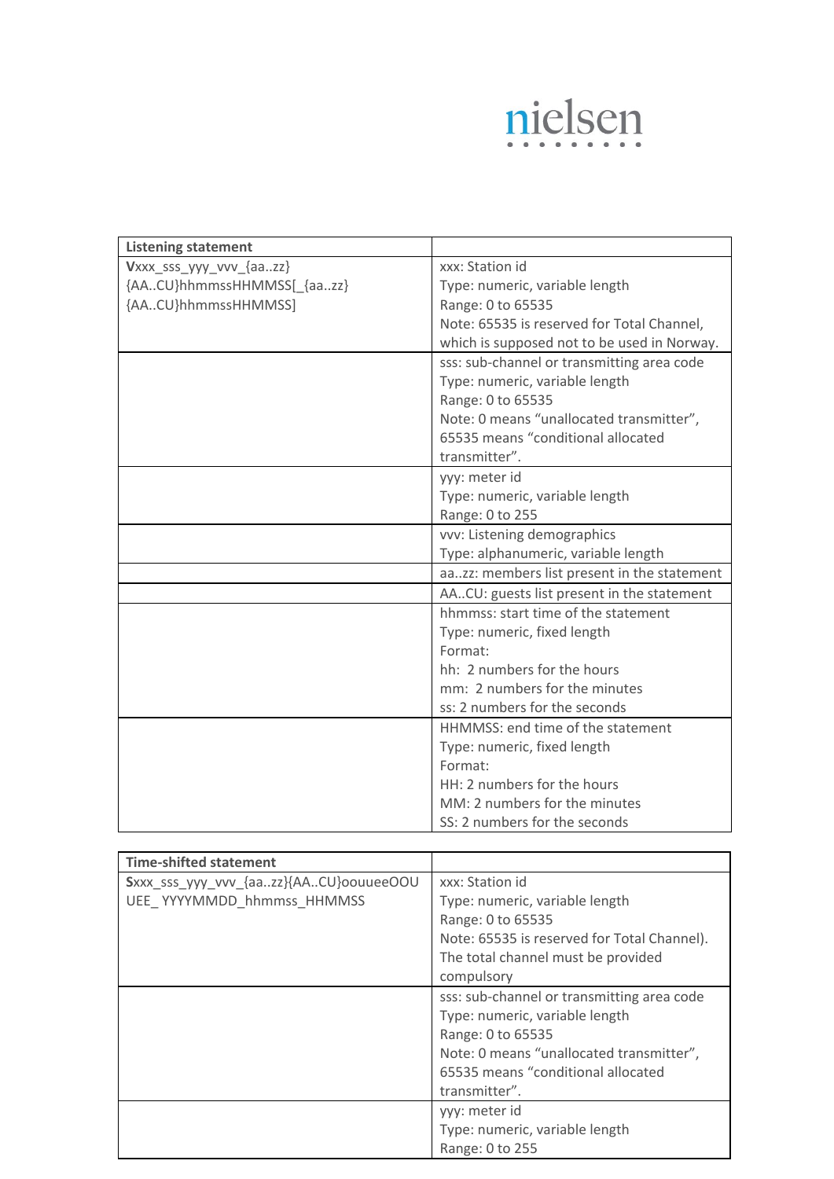| Listening statement | |
|---|---|
| **V**xxx_sss_yyy_vvv_{aa..zz}{AA..CU}hhmmssHHMMSS[_{aa..zz}{AA..CU}hhmmssHHMMSS] | xxx: Station id<br>Type: numeric, variable length<br>Range: 0 to 65535<br>Note: 65535 is reserved for Total Channel, which is supposed not to be used in Norway. |
| | sss: sub-channel or transmitting area code<br>Type: numeric, variable length<br>Range: 0 to 65535<br>Note: 0 means "unallocated transmitter", 65535 means "conditional allocated transmitter". |
| | yyy: meter id<br>Type: numeric, variable length<br>Range: 0 to 255 |
| | vvv: Listening demographics<br>Type: alphanumeric, variable length |
| | aa..zz: members list present in the statement |
| | AA..CU: guests list present in the statement |
| | hhmmss: start time of the statement<br>Type: numeric, fixed length<br>Format:<br>hh: 2 numbers for the hours<br>mm: 2 numbers for the minutes<br>ss: 2 numbers for the seconds |
| | HHMMSS: end time of the statement<br>Type: numeric, fixed length<br>Format:<br>HH: 2 numbers for the hours<br>MM: 2 numbers for the minutes<br>SS: 2 numbers for the seconds |

| Time-shifted statement | |
|---|---|
| **S**xxx_sss_yyy_vvv_{aa..zz}{AA..CU}oouueeOOUUEE_ YYYYMMDD_hhmmss_HHMMSS | xxx: Station id<br>Type: numeric, variable length<br>Range: 0 to 65535<br>Note: 65535 is reserved for Total Channel). The total channel must be provided compulsory |
| | sss: sub-channel or transmitting area code<br>Type: numeric, variable length<br>Range: 0 to 65535<br>Note: 0 means "unallocated transmitter", 65535 means "conditional allocated transmitter". |
| | yyy: meter id<br>Type: numeric, variable length<br>Range: 0 to 255 |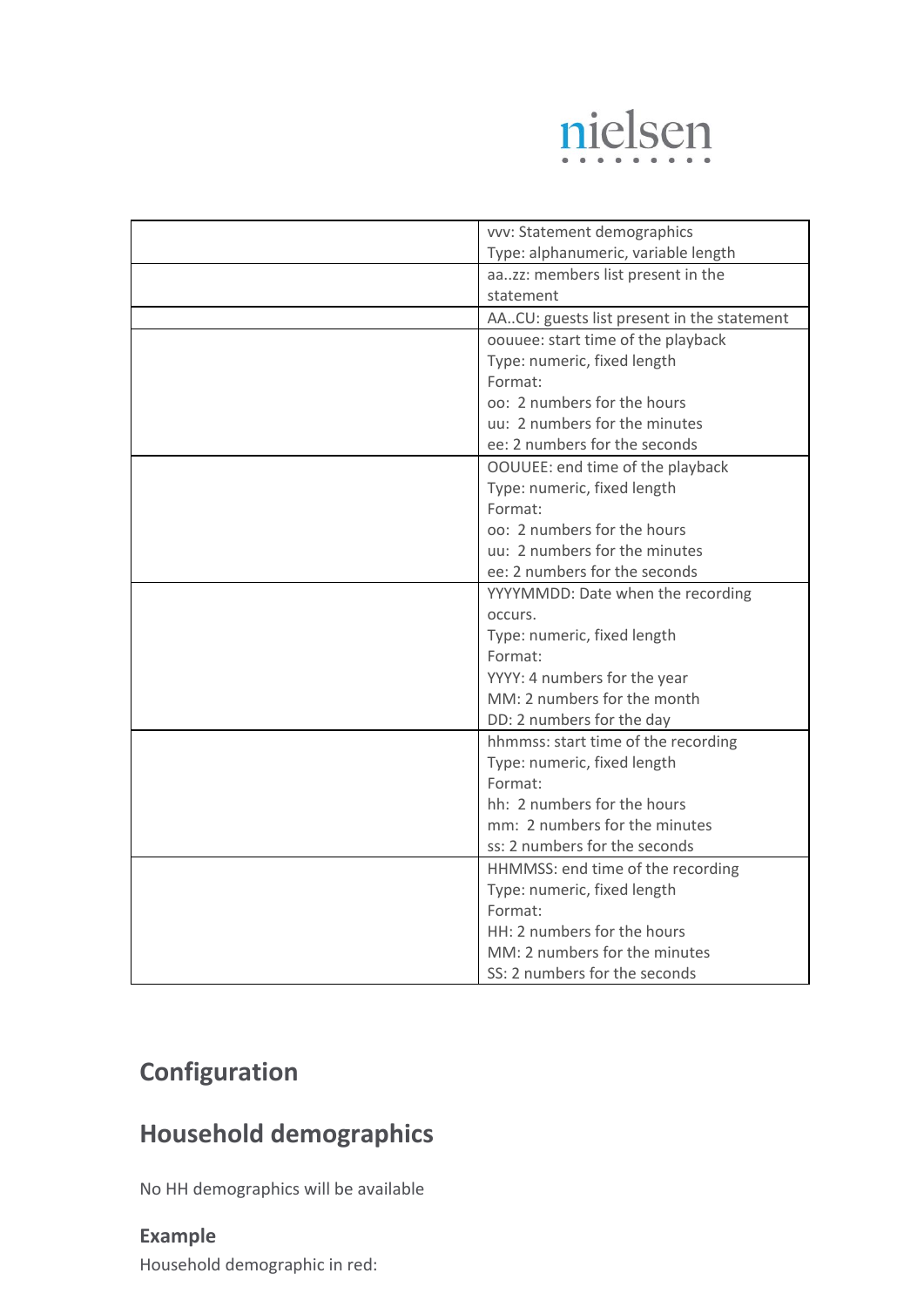| | |
|---|---|
| | vvv: Statement demographics<br>Type: alphanumeric, variable length |
| | aa..zz: members list present in the statement |
| | AA..CU: guests list present in the statement |
| | oouuee: start time of the playback<br>Type: numeric, fixed length<br>Format:<br>oo: 2 numbers for the hours<br>uu: 2 numbers for the minutes<br>ee: 2 numbers for the seconds |
| | OOUUEE: end time of the playback<br>Type: numeric, fixed length<br>Format:<br>oo: 2 numbers for the hours<br>uu: 2 numbers for the minutes<br>ee: 2 numbers for the seconds |
| | YYYYMMDD: Date when the recording occurs.<br>Type: numeric, fixed length<br>Format:<br>YYYY: 4 numbers for the year<br>MM: 2 numbers for the month<br>DD: 2 numbers for the day |
| | hhmmss: start time of the recording<br>Type: numeric, fixed length<br>Format:<br>hh: 2 numbers for the hours<br>mm: 2 numbers for the minutes<br>ss: 2 numbers for the seconds |
| | HHMMSS: end time of the recording<br>Type: numeric, fixed length<br>Format:<br>HH: 2 numbers for the hours<br>MM: 2 numbers for the minutes<br>SS: 2 numbers for the seconds |

# Configuration

# Household demographics

No HH demographics will be available

### Example

Household demographic in red: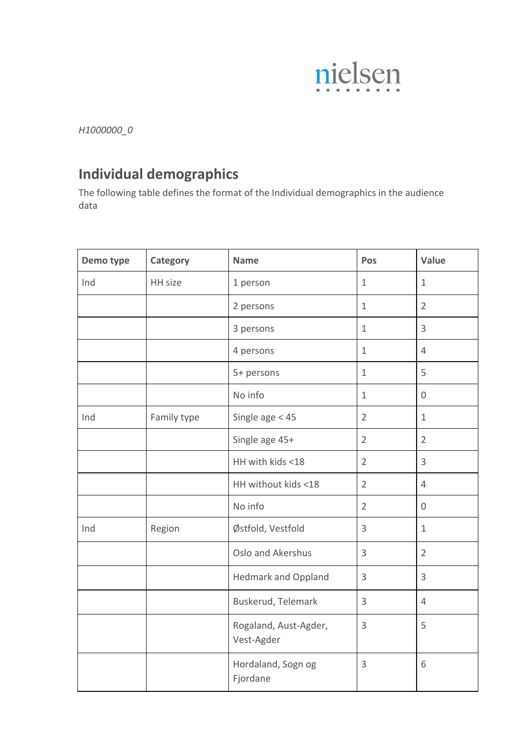*H1000000_0*

## Individual demographics

The following table defines the format of the Individual demographics in the audience data

| Demo type | Category | Name | Pos | Value |
|---|---|---|---|---|
| Ind | HH size | 1 person | 1 | 1 |
| | | 2 persons | 1 | 2 |
| | | 3 persons | 1 | 3 |
| | | 4 persons | 1 | 4 |
| | | 5+ persons | 1 | 5 |
| | | No info | 1 | 0 |
| Ind | Family type | Single age < 45 | 2 | 1 |
| | | Single age 45+ | 2 | 2 |
| | | HH with kids <18 | 2 | 3 |
| | | HH without kids <18 | 2 | 4 |
| | | No info | 2 | 0 |
| Ind | Region | Østfold, Vestfold | 3 | 1 |
| | | Oslo and Akershus | 3 | 2 |
| | | Hedmark and Oppland | 3 | 3 |
| | | Buskerud, Telemark | 3 | 4 |
| | | Rogaland, Aust-Agder, Vest-Agder | 3 | 5 |
| | | Hordaland, Sogn og Fjordane | 3 | 6 |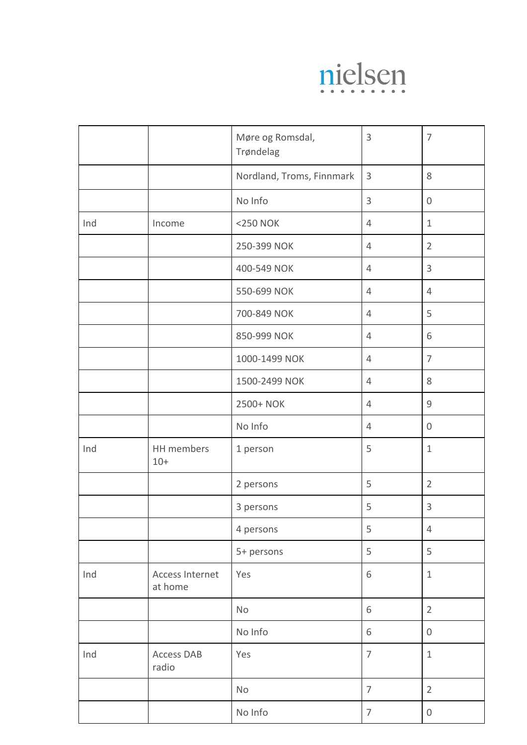| | | | | |
|---|---|---|---|---|
| | | Møre og Romsdal, Trøndelag | 3 | 7 |
| | | Nordland, Troms, Finnmark | 3 | 8 |
| | | No Info | 3 | 0 |
| Ind | Income | <250 NOK | 4 | 1 |
| | | 250-399 NOK | 4 | 2 |
| | | 400-549 NOK | 4 | 3 |
| | | 550-699 NOK | 4 | 4 |
| | | 700-849 NOK | 4 | 5 |
| | | 850-999 NOK | 4 | 6 |
| | | 1000-1499 NOK | 4 | 7 |
| | | 1500-2499 NOK | 4 | 8 |
| | | 2500+ NOK | 4 | 9 |
| | | No Info | 4 | 0 |
| Ind | HH members 10+ | 1 person | 5 | 1 |
| | | 2 persons | 5 | 2 |
| | | 3 persons | 5 | 3 |
| | | 4 persons | 5 | 4 |
| | | 5+ persons | 5 | 5 |
| Ind | Access Internet at home | Yes | 6 | 1 |
| | | No | 6 | 2 |
| | | No Info | 6 | 0 |
| Ind | Access DAB radio | Yes | 7 | 1 |
| | | No | 7 | 2 |
| | | No Info | 7 | 0 |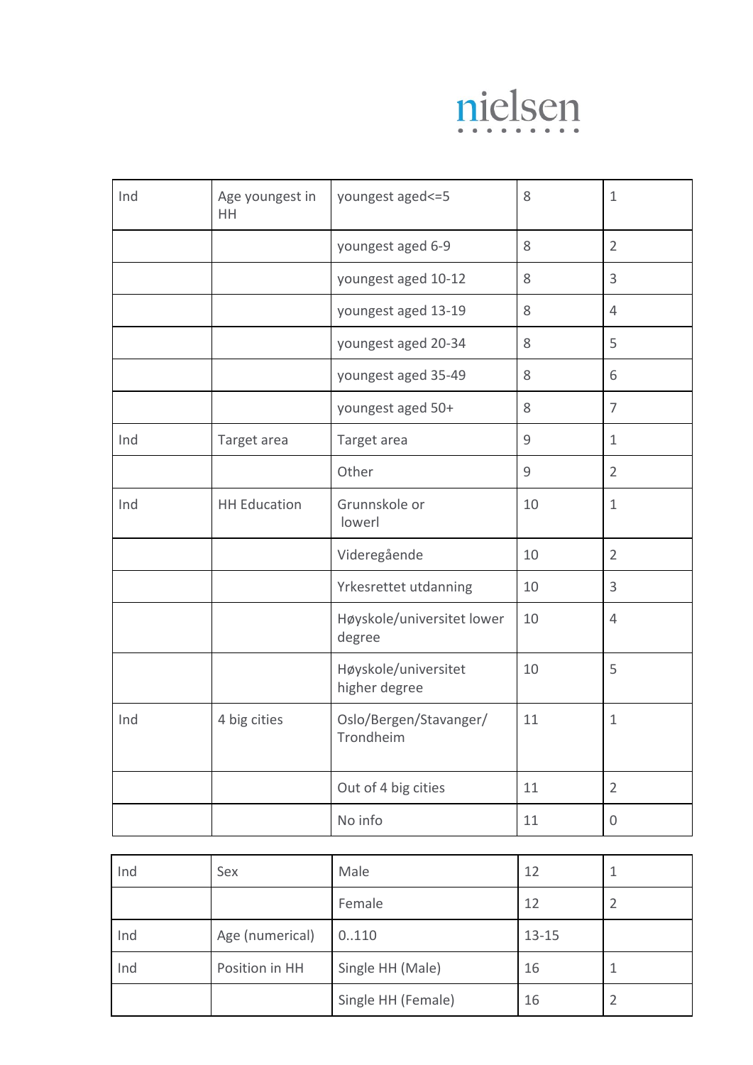nielsen

| | | | | |
|---|---|---|---|---|
| Ind | Age youngest in HH | youngest aged<=5 | 8 | 1 |
| | | youngest aged 6-9 | 8 | 2 |
| | | youngest aged 10-12 | 8 | 3 |
| | | youngest aged 13-19 | 8 | 4 |
| | | youngest aged 20-34 | 8 | 5 |
| | | youngest aged 35-49 | 8 | 6 |
| | | youngest aged 50+ | 8 | 7 |
| Ind | Target area | Target area | 9 | 1 |
| | | Other | 9 | 2 |
| Ind | HH Education | Grunnskole or lowerl | 10 | 1 |
| | | Videregående | 10 | 2 |
| | | Yrkesrettet utdanning | 10 | 3 |
| | | Høyskole/universitet lower degree | 10 | 4 |
| | | Høyskole/universitet higher degree | 10 | 5 |
| Ind | 4 big cities | Oslo/Bergen/Stavanger/Trondheim | 11 | 1 |
| | | Out of 4 big cities | 11 | 2 |
| | | No info | 11 | 0 |

| | | | | |
|---|---|---|---|---|
| Ind | Sex | Male | 12 | 1 |
| | | Female | 12 | 2 |
| Ind | Age (numerical) | 0..110 | 13-15 | |
| Ind | Position in HH | Single HH (Male) | 16 | 1 |
| | | Single HH (Female) | 16 | 2 |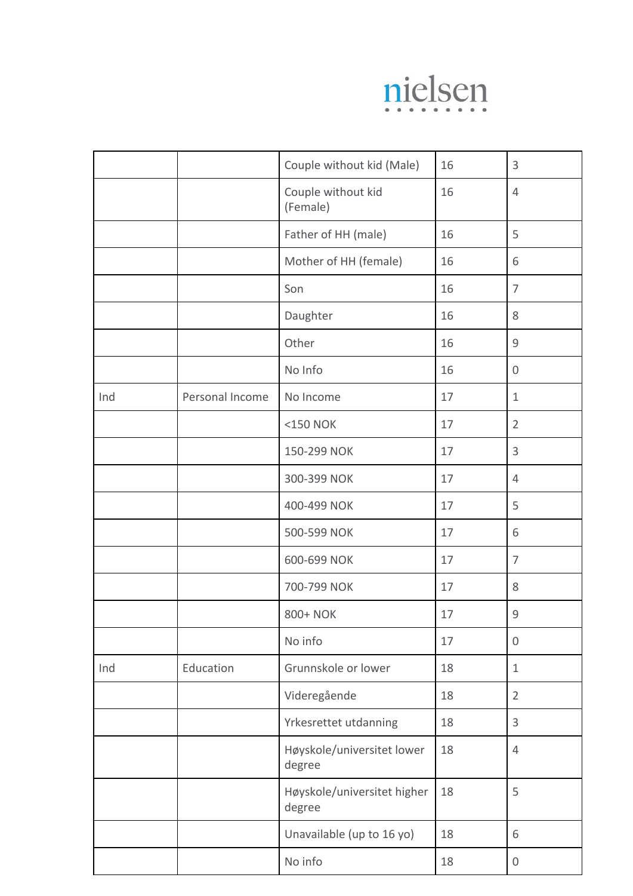| | | | | |
|---|---|---|---|---|
| | | Couple without kid (Male) | 16 | 3 |
| | | Couple without kid (Female) | 16 | 4 |
| | | Father of HH (male) | 16 | 5 |
| | | Mother of HH (female) | 16 | 6 |
| | | Son | 16 | 7 |
| | | Daughter | 16 | 8 |
| | | Other | 16 | 9 |
| | | No Info | 16 | 0 |
| Ind | Personal Income | No Income | 17 | 1 |
| | | <150 NOK | 17 | 2 |
| | | 150-299 NOK | 17 | 3 |
| | | 300-399 NOK | 17 | 4 |
| | | 400-499 NOK | 17 | 5 |
| | | 500-599 NOK | 17 | 6 |
| | | 600-699 NOK | 17 | 7 |
| | | 700-799 NOK | 17 | 8 |
| | | 800+ NOK | 17 | 9 |
| | | No info | 17 | 0 |
| Ind | Education | Grunnskole or lower | 18 | 1 |
| | | Videregående | 18 | 2 |
| | | Yrkesrettet utdanning | 18 | 3 |
| | | Høyskole/universitet lower degree | 18 | 4 |
| | | Høyskole/universitet higher degree | 18 | 5 |
| | | Unavailable (up to 16 yo) | 18 | 6 |
| | | No info | 18 | 0 |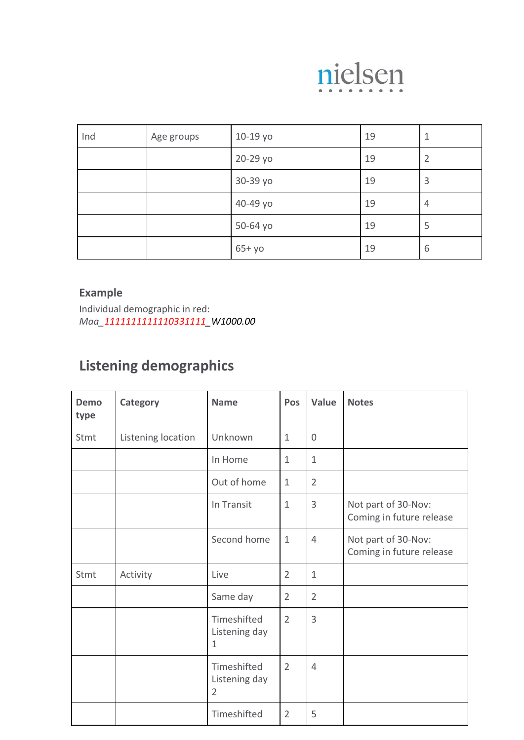| Ind | Age groups | 10-19 yo | 19 | 1 |
|---|---|---|---|---|
| | | 20-29 yo | 19 | 2 |
| | | 30-39 yo | 19 | 3 |
| | | 40-49 yo | 19 | 4 |
| | | 50-64 yo | 19 | 5 |
| | | 65+ yo | 19 | 6 |

**Example**

Individual demographic in red:
*Maa_1111111111110331111_W1000.00*

## Listening demographics

| Demo type | Category | Name | Pos | Value | Notes |
|---|---|---|---|---|---|
| Stmt | Listening location | Unknown | 1 | 0 | |
| | | In Home | 1 | 1 | |
| | | Out of home | 1 | 2 | |
| | | In Transit | 1 | 3 | Not part of 30-Nov: Coming in future release |
| | | Second home | 1 | 4 | Not part of 30-Nov: Coming in future release |
| Stmt | Activity | Live | 2 | 1 | |
| | | Same day | 2 | 2 | |
| | | Timeshifted Listening day 1 | 2 | 3 | |
| | | Timeshifted Listening day 2 | 2 | 4 | |
| | | Timeshifted | 2 | 5 | |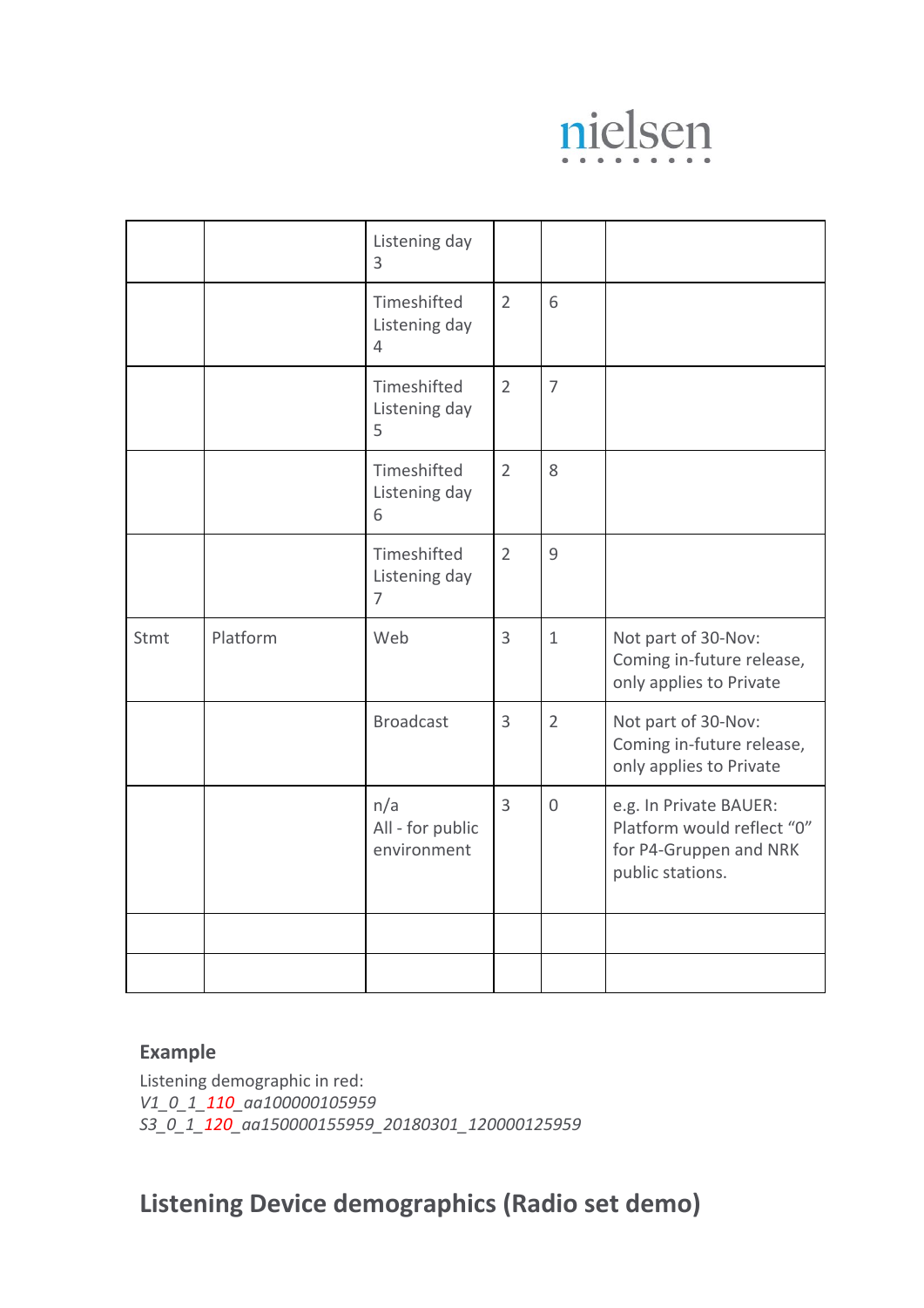| | | | | | |
|---|---|---|---|---|---|
| | | Listening day 3 | | | |
| | | Timeshifted Listening day 4 | 2 | 6 | |
| | | Timeshifted Listening day 5 | 2 | 7 | |
| | | Timeshifted Listening day 6 | 2 | 8 | |
| | | Timeshifted Listening day 7 | 2 | 9 | |
| Stmt | Platform | Web | 3 | 1 | Not part of 30-Nov: Coming in-future release, only applies to Private |
| | | Broadcast | 3 | 2 | Not part of 30-Nov: Coming in-future release, only applies to Private |
| | | n/a All - for public environment | 3 | 0 | e.g. In Private BAUER: Platform would reflect "0" for P4-Gruppen and NRK public stations. |
| | | | | | |
| | | | | | |

**Example**

Listening demographic in red:
*V1_0_1_110_aa100000105959*
*S3_0_1_120_aa150000155959_20180301_120000125959*

## Listening Device demographics (Radio set demo)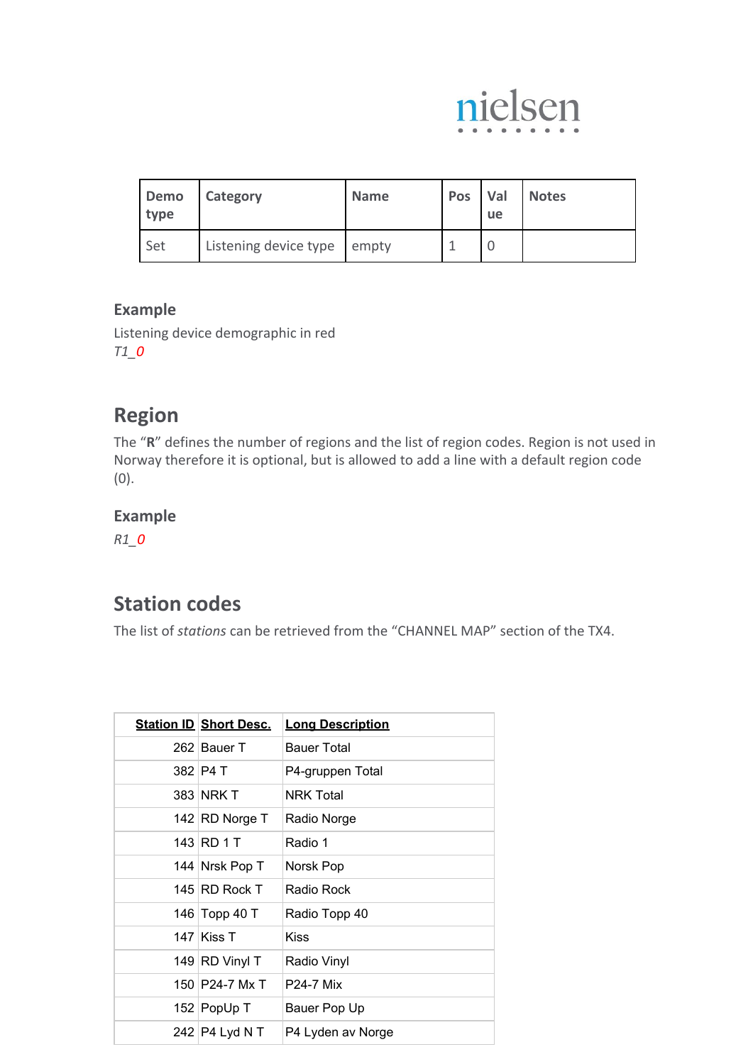| Demo type | Category | Name | Pos | Value | Notes |
|---|---|---|---|---|---|
| Set | Listening device type | empty | 1 | 0 | |

### Example

Listening device demographic in red

*T1_0*

## Region

The "**R**" defines the number of regions and the list of region codes. Region is not used in Norway therefore it is optional, but is allowed to add a line with a default region code (0).

### Example

*R1_0*

## Station codes

The list of *stations* can be retrieved from the "CHANNEL MAP" section of the TX4.

| Station ID | Short Desc. | Long Description |
|---|---|---|
| 262 | Bauer T | Bauer Total |
| 382 | P4 T | P4-gruppen Total |
| 383 | NRK T | NRK Total |
| 142 | RD Norge T | Radio Norge |
| 143 | RD 1 T | Radio 1 |
| 144 | Nrsk Pop T | Norsk Pop |
| 145 | RD Rock T | Radio Rock |
| 146 | Topp 40 T | Radio Topp 40 |
| 147 | Kiss T | Kiss |
| 149 | RD Vinyl T | Radio Vinyl |
| 150 | P24-7 Mx T | P24-7 Mix |
| 152 | PopUp T | Bauer Pop Up |
| 242 | P4 Lyd N T | P4 Lyden av Norge |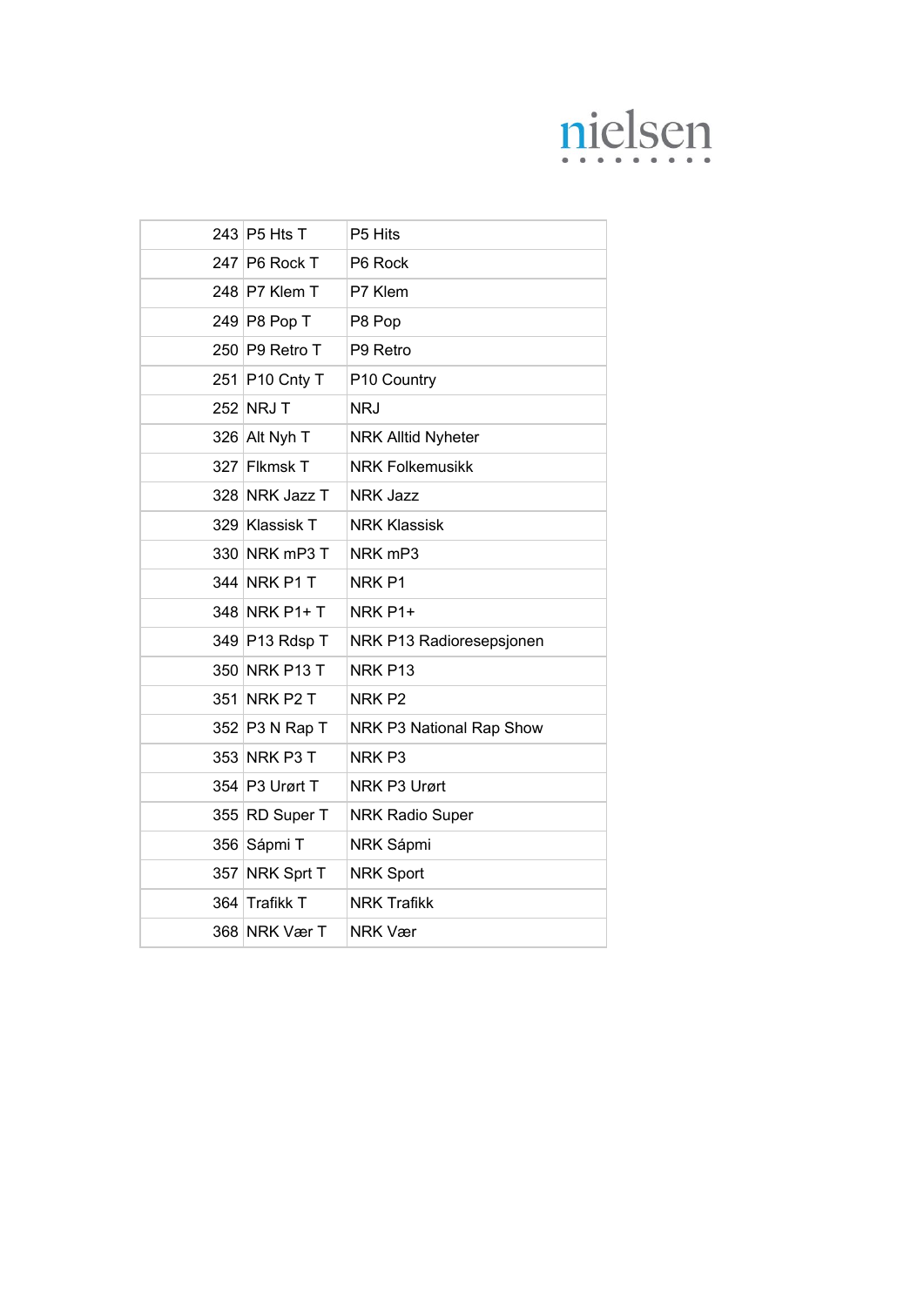| | | |
|---|---|---|
| 243 | P5 Hts T | P5 Hits |
| 247 | P6 Rock T | P6 Rock |
| 248 | P7 Klem T | P7 Klem |
| 249 | P8 Pop T | P8 Pop |
| 250 | P9 Retro T | P9 Retro |
| 251 | P10 Cnty T | P10 Country |
| 252 | NRJ T | NRJ |
| 326 | Alt Nyh T | NRK Alltid Nyheter |
| 327 | Flkmsk T | NRK Folkemusikk |
| 328 | NRK Jazz T | NRK Jazz |
| 329 | Klassisk T | NRK Klassisk |
| 330 | NRK mP3 T | NRK mP3 |
| 344 | NRK P1 T | NRK P1 |
| 348 | NRK P1+ T | NRK P1+ |
| 349 | P13 Rdsp T | NRK P13 Radioresepsjonen |
| 350 | NRK P13 T | NRK P13 |
| 351 | NRK P2 T | NRK P2 |
| 352 | P3 N Rap T | NRK P3 National Rap Show |
| 353 | NRK P3 T | NRK P3 |
| 354 | P3 Urørt T | NRK P3 Urørt |
| 355 | RD Super T | NRK Radio Super |
| 356 | Sápmi T | NRK Sápmi |
| 357 | NRK Sprt T | NRK Sport |
| 364 | Trafikk T | NRK Trafikk |
| 368 | NRK Vær T | NRK Vær |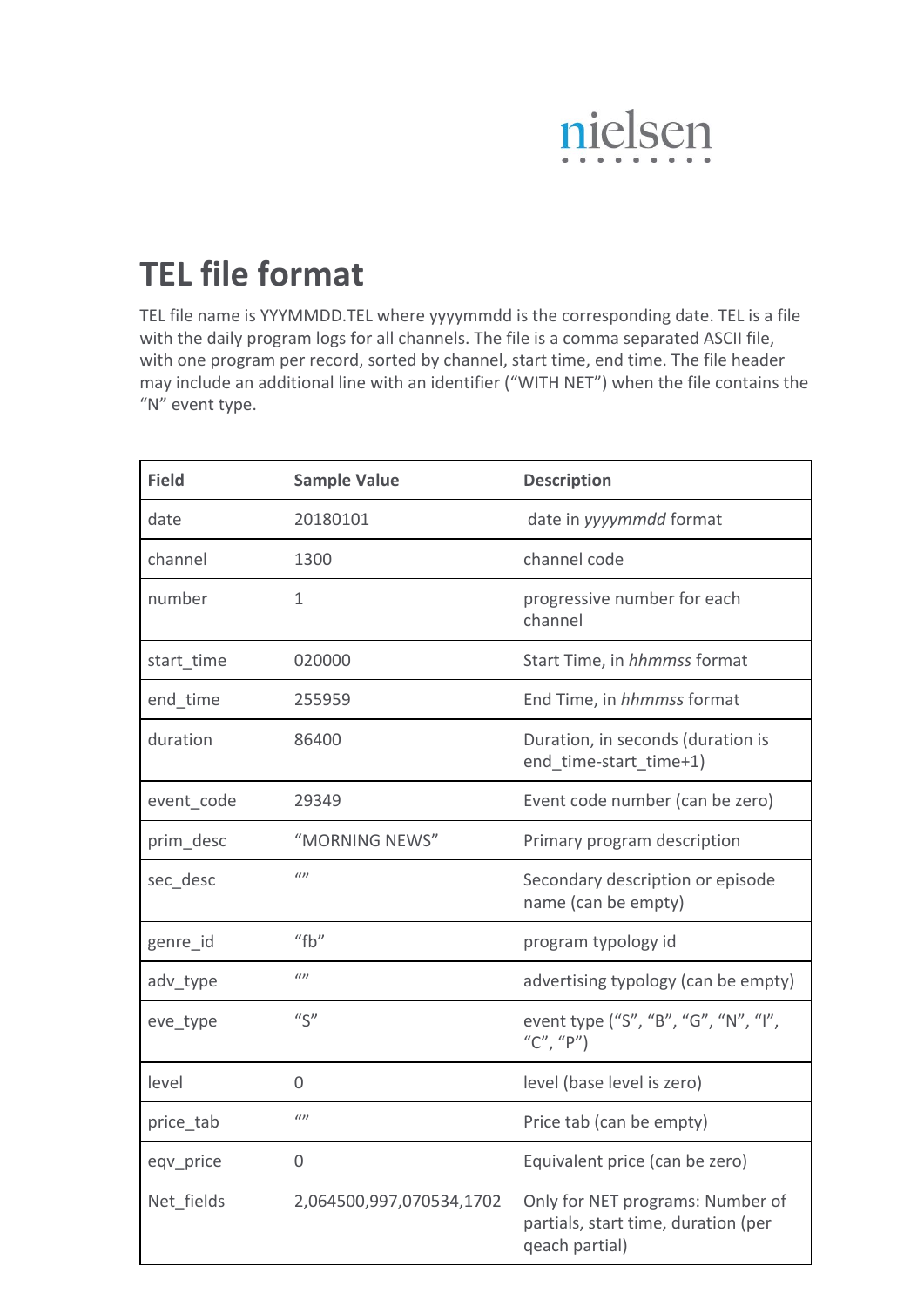# TEL file format

TEL file name is YYYMMDD.TEL where yyyymmdd is the corresponding date. TEL is a file with the daily program logs for all channels. The file is a comma separated ASCII file, with one program per record, sorted by channel, start time, end time. The file header may include an additional line with an identifier ("WITH NET") when the file contains the "N" event type.

| Field | Sample Value | Description |
|---|---|---|
| date | 20180101 | date in *yyyymmdd* format |
| channel | 1300 | channel code |
| number | 1 | progressive number for each channel |
| start_time | 020000 | Start Time, in *hhmmss* format |
| end_time | 255959 | End Time, in *hhmmss* format |
| duration | 86400 | Duration, in seconds (duration is end_time-start_time+1) |
| event_code | 29349 | Event code number (can be zero) |
| prim_desc | "MORNING NEWS" | Primary program description |
| sec_desc | "" | Secondary description or episode name (can be empty) |
| genre_id | "fb" | program typology id |
| adv_type | "" | advertising typology (can be empty) |
| eve_type | "S" | event type ("S", "B", "G", "N", "I", "C", "P") |
| level | 0 | level (base level is zero) |
| price_tab | "" | Price tab (can be empty) |
| eqv_price | 0 | Equivalent price (can be zero) |
| Net_fields | 2,064500,997,070534,1702 | Only for NET programs: Number of partials, start time, duration (per qeach partial) |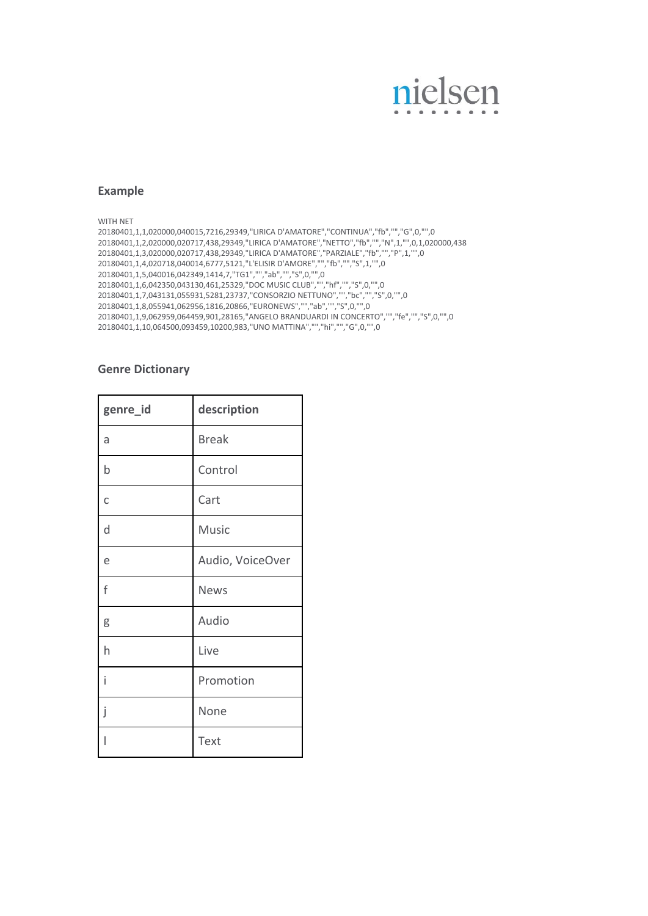## Example

```
WITH NET
20180401,1,1,020000,040015,7216,29349,"LIRICA D'AMATORE","CONTINUA","fb","","G",0,"",0
20180401,1,2,020000,020717,438,29349,"LIRICA D'AMATORE","NETTO","fb","","N",1,"",0,1,020000,438
20180401,1,3,020000,020717,438,29349,"LIRICA D'AMATORE","PARZIALE","fb","","P",1,"",0
20180401,1,4,020718,040014,6777,5121,"L'ELISIR D'AMORE","","fb","","S",1,"",0
20180401,1,5,040016,042349,1414,7,"TG1","","ab","","S",0,"",0
20180401,1,6,042350,043130,461,25329,"DOC MUSIC CLUB","","hf","","S",0,"",0
20180401,1,7,043131,055931,5281,23737,"CONSORZIO NETTUNO","","bc","","S",0,"",0
20180401,1,8,055941,062956,1816,20866,"EURONEWS","","ab","","S",0,"",0
20180401,1,9,062959,064459,901,28165,"ANGELO BRANDUARDI IN CONCERTO","","fe","","S",0,"",0
20180401,1,10,064500,093459,10200,983,"UNO MATTINA","","hi","","G",0,"",0
```

## Genre Dictionary

| genre_id | description |
|---|---|
| a | Break |
| b | Control |
| c | Cart |
| d | Music |
| e | Audio, VoiceOver |
| f | News |
| g | Audio |
| h | Live |
| i | Promotion |
| j | None |
| l | Text |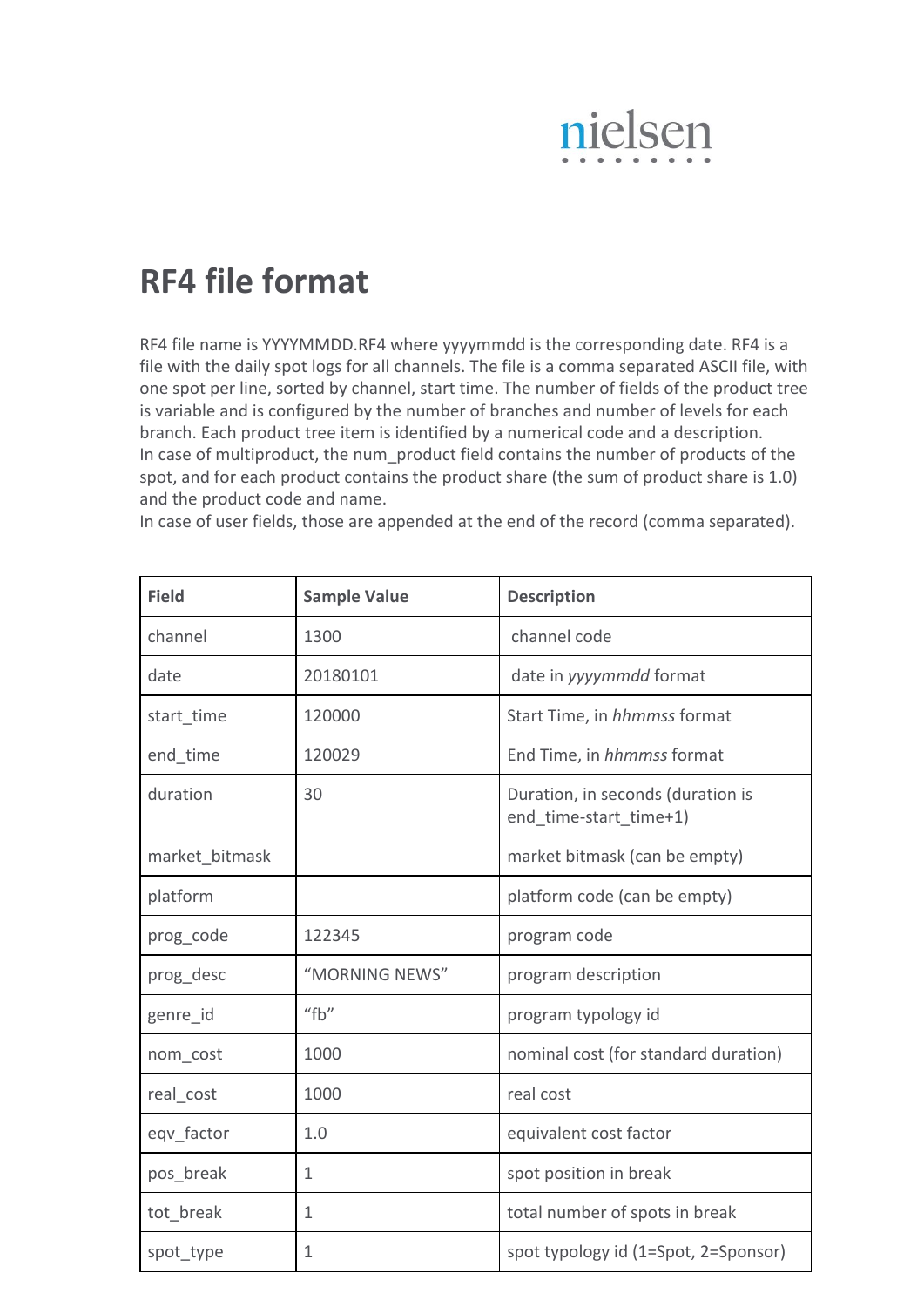# RF4 file format

RF4 file name is YYYYMMDD.RF4 where yyyymmdd is the corresponding date. RF4 is a file with the daily spot logs for all channels. The file is a comma separated ASCII file, with one spot per line, sorted by channel, start time. The number of fields of the product tree is variable and is configured by the number of branches and number of levels for each branch. Each product tree item is identified by a numerical code and a description.
In case of multiproduct, the num_product field contains the number of products of the spot, and for each product contains the product share (the sum of product share is 1.0) and the product code and name.
In case of user fields, those are appended at the end of the record (comma separated).

| Field | Sample Value | Description |
|---|---|---|
| channel | 1300 | channel code |
| date | 20180101 | date in *yyyymmdd* format |
| start_time | 120000 | Start Time, in *hhmmss* format |
| end_time | 120029 | End Time, in *hhmmss* format |
| duration | 30 | Duration, in seconds (duration is end_time-start_time+1) |
| market_bitmask | | market bitmask (can be empty) |
| platform | | platform code (can be empty) |
| prog_code | 122345 | program code |
| prog_desc | "MORNING NEWS" | program description |
| genre_id | "fb" | program typology id |
| nom_cost | 1000 | nominal cost (for standard duration) |
| real_cost | 1000 | real cost |
| eqv_factor | 1.0 | equivalent cost factor |
| pos_break | 1 | spot position in break |
| tot_break | 1 | total number of spots in break |
| spot_type | 1 | spot typology id (1=Spot, 2=Sponsor) |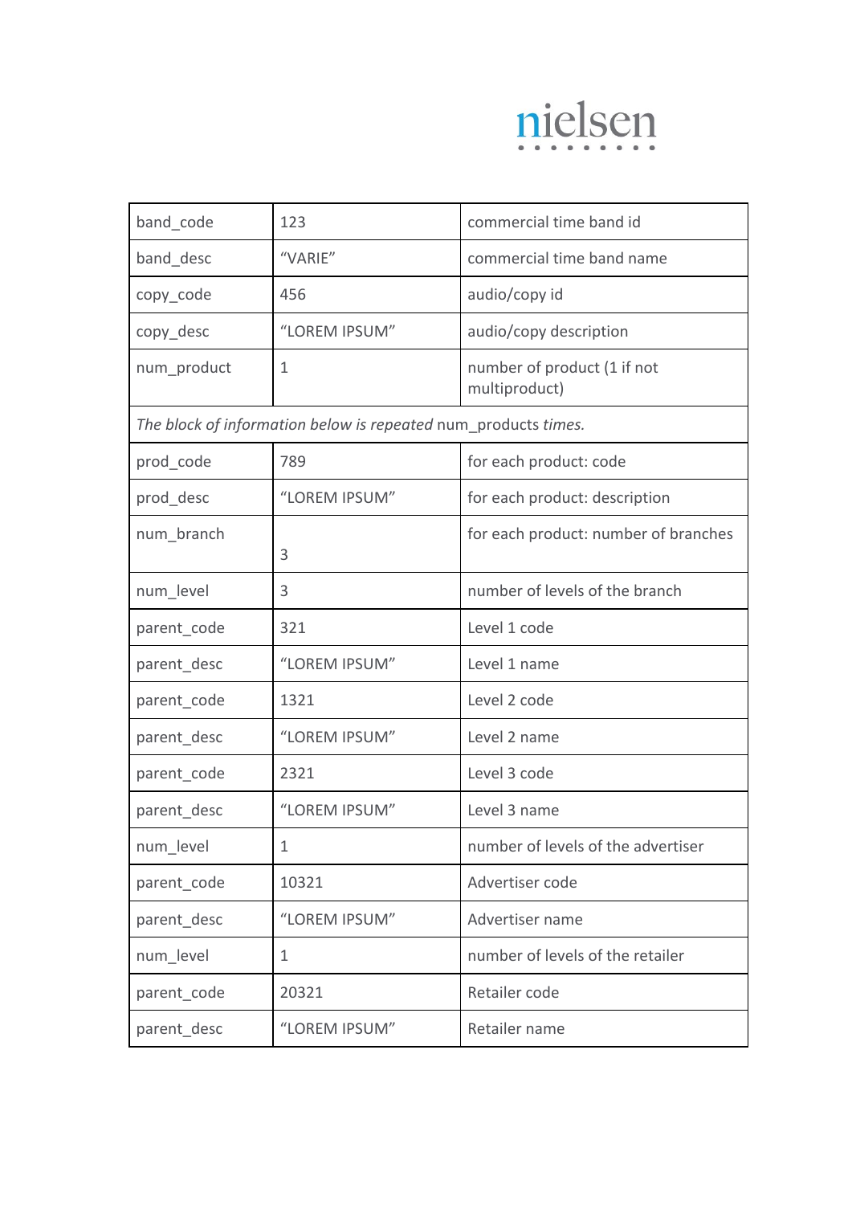| | | |
|---|---|---|
| band_code | 123 | commercial time band id |
| band_desc | "VARIE" | commercial time band name |
| copy_code | 456 | audio/copy id |
| copy_desc | "LOREM IPSUM" | audio/copy description |
| num_product | 1 | number of product (1 if not multiproduct) |
| *The block of information below is repeated* num_products *times.* | | |
| prod_code | 789 | for each product: code |
| prod_desc | "LOREM IPSUM" | for each product: description |
| num_branch | 3 | for each product: number of branches |
| num_level | 3 | number of levels of the branch |
| parent_code | 321 | Level 1 code |
| parent_desc | "LOREM IPSUM" | Level 1 name |
| parent_code | 1321 | Level 2 code |
| parent_desc | "LOREM IPSUM" | Level 2 name |
| parent_code | 2321 | Level 3 code |
| parent_desc | "LOREM IPSUM" | Level 3 name |
| num_level | 1 | number of levels of the advertiser |
| parent_code | 10321 | Advertiser code |
| parent_desc | "LOREM IPSUM" | Advertiser name |
| num_level | 1 | number of levels of the retailer |
| parent_code | 20321 | Retailer code |
| parent_desc | "LOREM IPSUM" | Retailer name |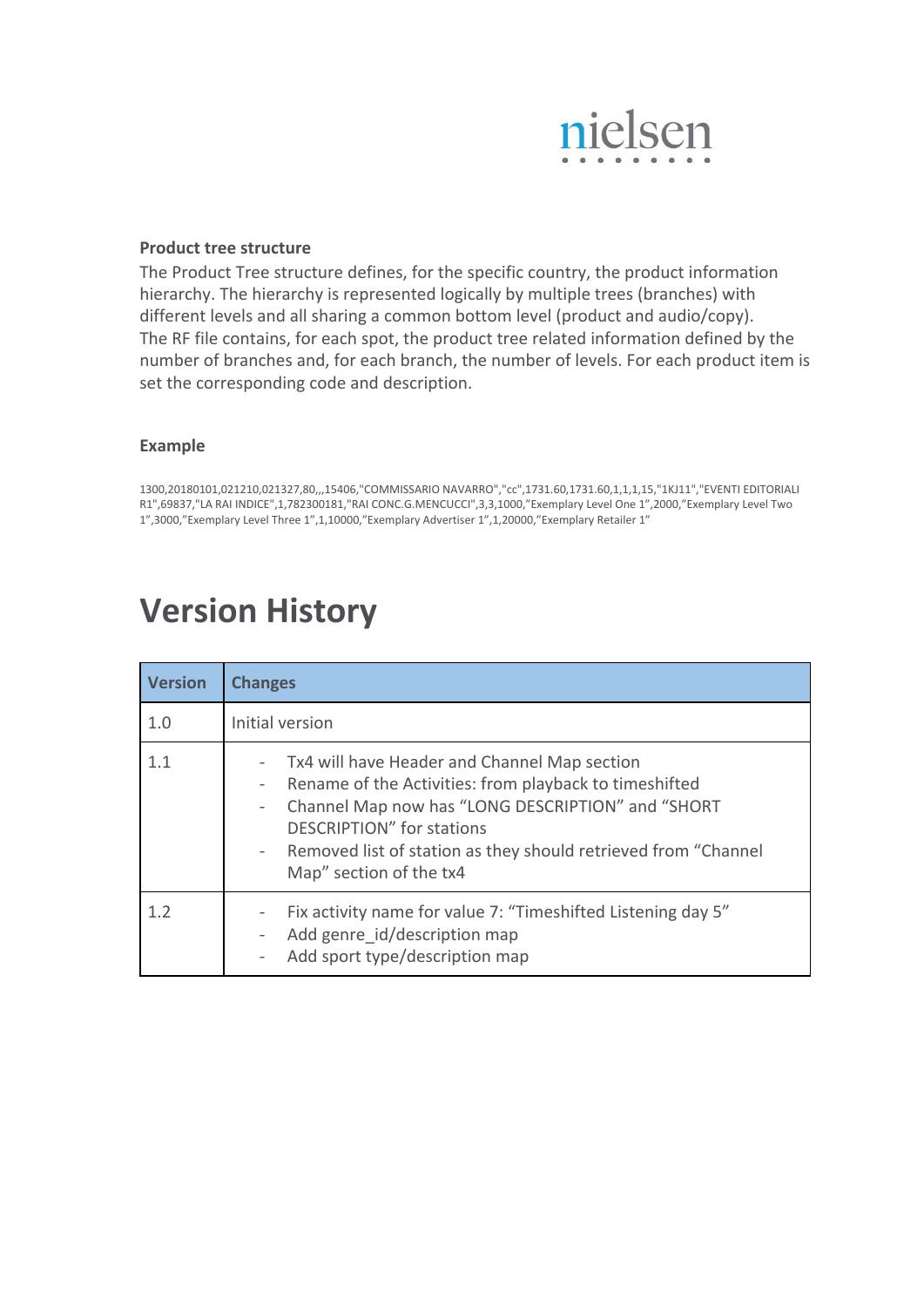**Product tree structure**

The Product Tree structure defines, for the specific country, the product information hierarchy. The hierarchy is represented logically by multiple trees (branches) with different levels and all sharing a common bottom level (product and audio/copy).
The RF file contains, for each spot, the product tree related information defined by the number of branches and, for each branch, the number of levels. For each product item is set the corresponding code and description.

**Example**

```
1300,20180101,021210,021327,80,,,15406,"COMMISSARIO NAVARRO","cc",1731.60,1731.60,1,1,1,15,"1KJ11","EVENTI EDITORIALI R1",69837,"LA RAI INDICE",1,782300181,"RAI CONC.G.MENCUCCI",3,3,1000,"Exemplary Level One 1",2000,"Exemplary Level Two 1",3000,"Exemplary Level Three 1",1,10000,"Exemplary Advertiser 1",1,20000,"Exemplary Retailer 1"
```

# Version History

| Version | Changes |
|---|---|
| 1.0 | Initial version |
| 1.1 | - Tx4 will have Header and Channel Map section<br>- Rename of the Activities: from playback to timeshifted<br>- Channel Map now has "LONG DESCRIPTION" and "SHORT DESCRIPTION" for stations<br>- Removed list of station as they should retrieved from "Channel Map" section of the tx4 |
| 1.2 | - Fix activity name for value 7: "Timeshifted Listening day 5"<br>- Add genre_id/description map<br>- Add sport type/description map |